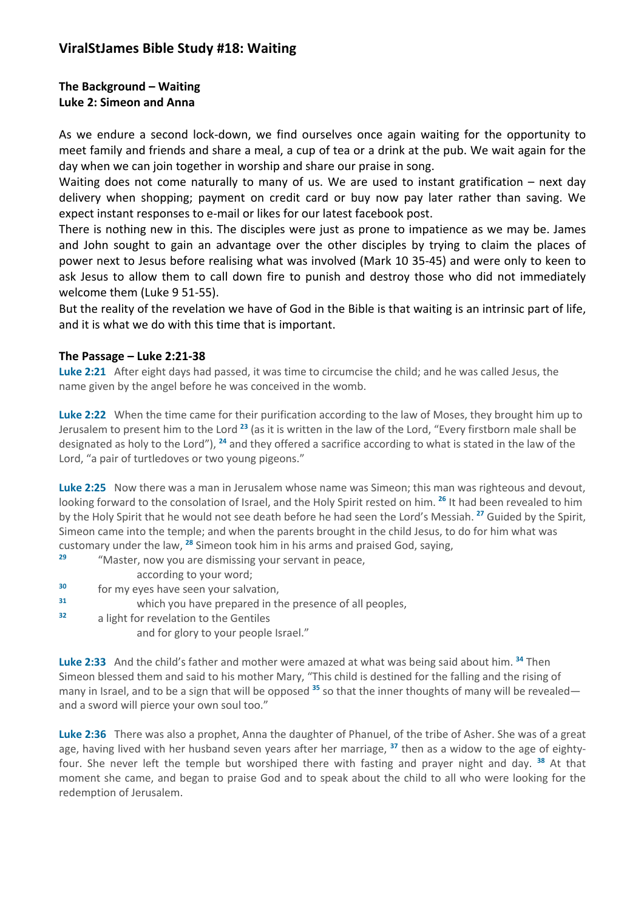## ViralStJames Bible Study #18: Waiting

**The Background – Waiting**
**Luke 2: Simeon and Anna**

As we endure a second lock-down, we find ourselves once again waiting for the opportunity to meet family and friends and share a meal, a cup of tea or a drink at the pub. We wait again for the day when we can join together in worship and share our praise in song.

Waiting does not come naturally to many of us. We are used to instant gratification – next day delivery when shopping; payment on credit card or buy now pay later rather than saving. We expect instant responses to e-mail or likes for our latest facebook post.

There is nothing new in this. The disciples were just as prone to impatience as we may be. James and John sought to gain an advantage over the other disciples by trying to claim the places of power next to Jesus before realising what was involved (Mark 10 35-45) and were only to keen to ask Jesus to allow them to call down fire to punish and destroy those who did not immediately welcome them (Luke 9 51-55).

But the reality of the revelation we have of God in the Bible is that waiting is an intrinsic part of life, and it is what we do with this time that is important.

**The Passage – Luke 2:21-38**

**Luke 2:21** After eight days had passed, it was time to circumcise the child; and he was called Jesus, the name given by the angel before he was conceived in the womb.

**Luke 2:22** When the time came for their purification according to the law of Moses, they brought him up to Jerusalem to present him to the Lord [23] (as it is written in the law of the Lord, "Every firstborn male shall be designated as holy to the Lord"), [24] and they offered a sacrifice according to what is stated in the law of the Lord, "a pair of turtledoves or two young pigeons."

**Luke 2:25** Now there was a man in Jerusalem whose name was Simeon; this man was righteous and devout, looking forward to the consolation of Israel, and the Holy Spirit rested on him. [26] It had been revealed to him by the Holy Spirit that he would not see death before he had seen the Lord's Messiah. [27] Guided by the Spirit, Simeon came into the temple; and when the parents brought in the child Jesus, to do for him what was customary under the law, [28] Simeon took him in his arms and praised God, saying,

[29] "Master, now you are dismissing your servant in peace,
according to your word;
[30] for my eyes have seen your salvation,
[31] which you have prepared in the presence of all peoples,
[32] a light for revelation to the Gentiles
and for glory to your people Israel."

**Luke 2:33** And the child's father and mother were amazed at what was being said about him. [34] Then Simeon blessed them and said to his mother Mary, "This child is destined for the falling and the rising of many in Israel, and to be a sign that will be opposed [35] so that the inner thoughts of many will be revealed—and a sword will pierce your own soul too."

**Luke 2:36** There was also a prophet, Anna the daughter of Phanuel, of the tribe of Asher. She was of a great age, having lived with her husband seven years after her marriage, [37] then as a widow to the age of eighty-four. She never left the temple but worshiped there with fasting and prayer night and day. [38] At that moment she came, and began to praise God and to speak about the child to all who were looking for the redemption of Jerusalem.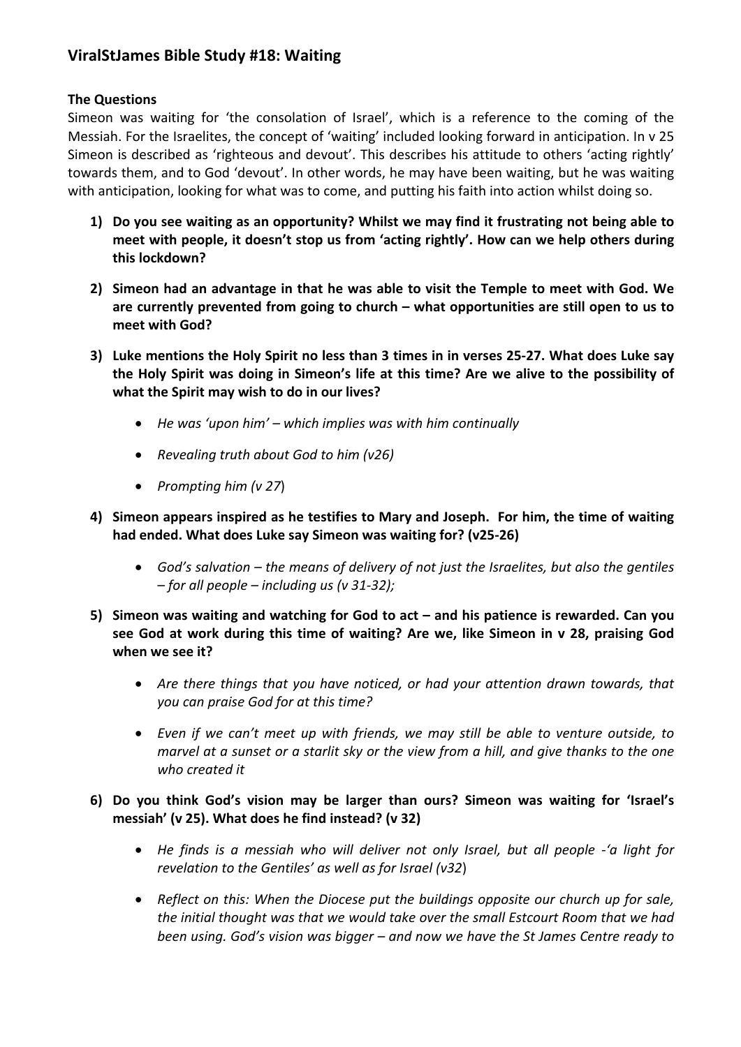## ViralStJames Bible Study #18: Waiting

**The Questions**

Simeon was waiting for 'the consolation of Israel', which is a reference to the coming of the Messiah. For the Israelites, the concept of 'waiting' included looking forward in anticipation. In v 25 Simeon is described as 'righteous and devout'. This describes his attitude to others 'acting rightly' towards them, and to God 'devout'. In other words, he may have been waiting, but he was waiting with anticipation, looking for what was to come, and putting his faith into action whilst doing so.

1) **Do you see waiting as an opportunity? Whilst we may find it frustrating not being able to meet with people, it doesn't stop us from 'acting rightly'. How can we help others during this lockdown?**

2) **Simeon had an advantage in that he was able to visit the Temple to meet with God. We are currently prevented from going to church – what opportunities are still open to us to meet with God?**

3) **Luke mentions the Holy Spirit no less than 3 times in in verses 25-27. What does Luke say the Holy Spirit was doing in Simeon's life at this time? Are we alive to the possibility of what the Spirit may wish to do in our lives?**

    - *He was 'upon him' – which implies was with him continually*
    - *Revealing truth about God to him (v26)*
    - *Prompting him (v 27)*

4) **Simeon appears inspired as he testifies to Mary and Joseph. For him, the time of waiting had ended. What does Luke say Simeon was waiting for? (v25-26)**

    - *God's salvation – the means of delivery of not just the Israelites, but also the gentiles – for all people – including us (v 31-32);*

5) **Simeon was waiting and watching for God to act – and his patience is rewarded. Can you see God at work during this time of waiting? Are we, like Simeon in v 28, praising God when we see it?**

    - *Are there things that you have noticed, or had your attention drawn towards, that you can praise God for at this time?*
    - *Even if we can't meet up with friends, we may still be able to venture outside, to marvel at a sunset or a starlit sky or the view from a hill, and give thanks to the one who created it*

6) **Do you think God's vision may be larger than ours? Simeon was waiting for 'Israel's messiah' (v 25). What does he find instead? (v 32)**

    - *He finds is a messiah who will deliver not only Israel, but all people -'a light for revelation to the Gentiles' as well as for Israel (v32)*
    - *Reflect on this: When the Diocese put the buildings opposite our church up for sale, the initial thought was that we would take over the small Estcourt Room that we had been using. God's vision was bigger – and now we have the St James Centre ready to*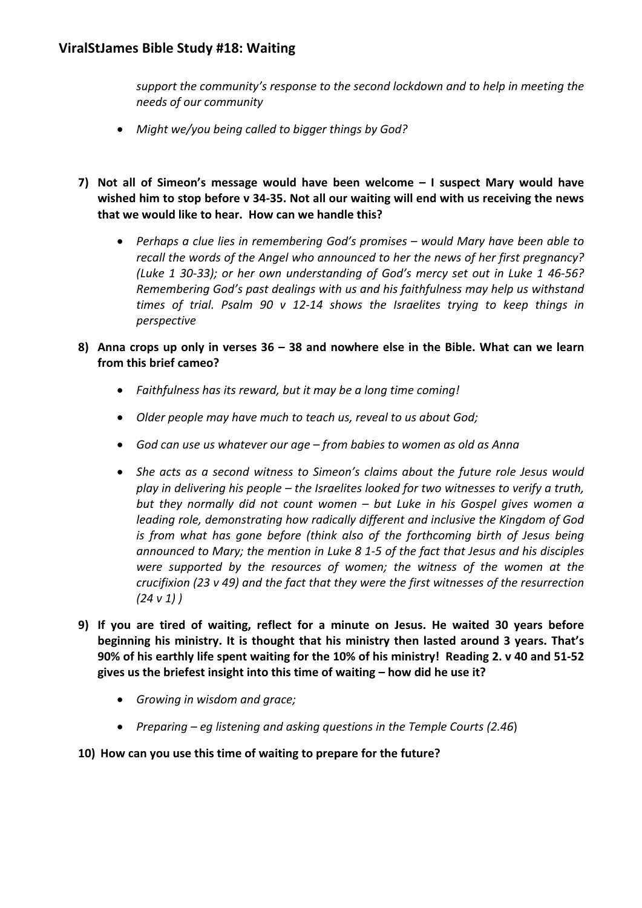*support the community's response to the second lockdown and to help in meeting the needs of our community*

- *Might we/you being called to bigger things by God?*

7) **Not all of Simeon's message would have been welcome – I suspect Mary would have wished him to stop before v 34-35. Not all our waiting will end with us receiving the news that we would like to hear. How can we handle this?**

    - *Perhaps a clue lies in remembering God's promises – would Mary have been able to recall the words of the Angel who announced to her the news of her first pregnancy? (Luke 1 30-33); or her own understanding of God's mercy set out in Luke 1 46-56? Remembering God's past dealings with us and his faithfulness may help us withstand times of trial. Psalm 90 v 12-14 shows the Israelites trying to keep things in perspective*

8) **Anna crops up only in verses 36 – 38 and nowhere else in the Bible. What can we learn from this brief cameo?**

    - *Faithfulness has its reward, but it may be a long time coming!*
    - *Older people may have much to teach us, reveal to us about God;*
    - *God can use us whatever our age – from babies to women as old as Anna*
    - *She acts as a second witness to Simeon's claims about the future role Jesus would play in delivering his people – the Israelites looked for two witnesses to verify a truth, but they normally did not count women – but Luke in his Gospel gives women a leading role, demonstrating how radically different and inclusive the Kingdom of God is from what has gone before (think also of the forthcoming birth of Jesus being announced to Mary; the mention in Luke 8 1-5 of the fact that Jesus and his disciples were supported by the resources of women; the witness of the women at the crucifixion (23 v 49) and the fact that they were the first witnesses of the resurrection (24 v 1) )*

9) **If you are tired of waiting, reflect for a minute on Jesus. He waited 30 years before beginning his ministry. It is thought that his ministry then lasted around 3 years. That's 90% of his earthly life spent waiting for the 10% of his ministry! Reading 2. v 40 and 51-52 gives us the briefest insight into this time of waiting – how did he use it?**

    - *Growing in wisdom and grace;*
    - *Preparing – eg listening and asking questions in the Temple Courts (2.46*)

10) **How can you use this time of waiting to prepare for the future?**